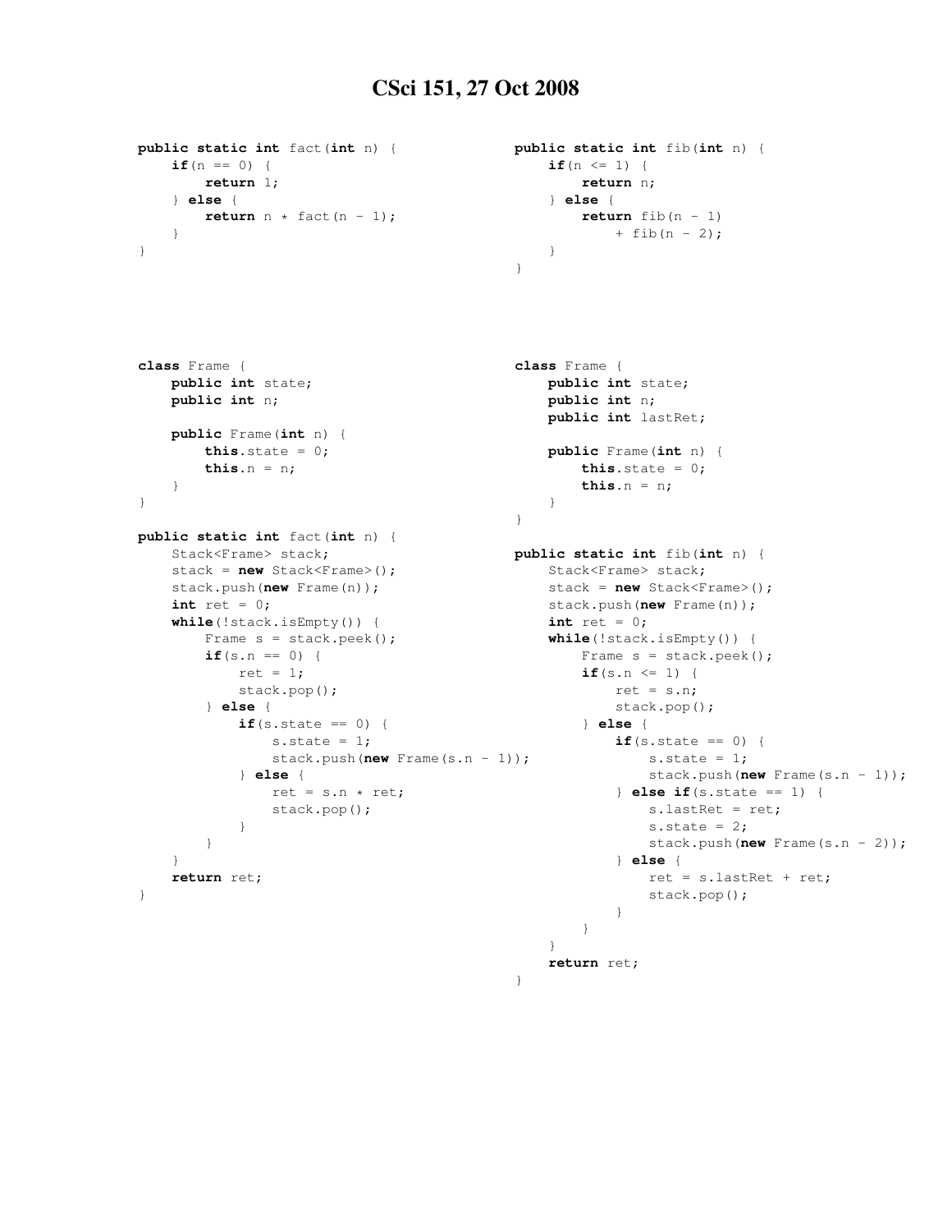# CSci 151, 27 Oct 2008

```java
public static int fact(int n) {
    if(n == 0) {
        return 1;
    } else {
        return n * fact(n - 1);
    }
}
```

```java
public static int fib(int n) {
    if(n <= 1) {
        return n;
    } else {
        return fib(n - 1)
            + fib(n - 2);
    }
}
```

```java
class Frame {
    public int state;
    public int n;

    public Frame(int n) {
        this.state = 0;
        this.n = n;
    }
}

public static int fact(int n) {
    Stack<Frame> stack;
    stack = new Stack<Frame>();
    stack.push(new Frame(n));
    int ret = 0;
    while(!stack.isEmpty()) {
        Frame s = stack.peek();
        if(s.n == 0) {
            ret = 1;
            stack.pop();
        } else {
            if(s.state == 0) {
                s.state = 1;
                stack.push(new Frame(s.n - 1));
            } else {
                ret = s.n * ret;
                stack.pop();
            }
        }
    }
    return ret;
}
```

```java
class Frame {
    public int state;
    public int n;
    public int lastRet;

    public Frame(int n) {
        this.state = 0;
        this.n = n;
    }
}

public static int fib(int n) {
    Stack<Frame> stack;
    stack = new Stack<Frame>();
    stack.push(new Frame(n));
    int ret = 0;
    while(!stack.isEmpty()) {
        Frame s = stack.peek();
        if(s.n <= 1) {
            ret = s.n;
            stack.pop();
        } else {
            if(s.state == 0) {
                s.state = 1;
                stack.push(new Frame(s.n - 1));
            } else if(s.state == 1) {
                s.lastRet = ret;
                s.state = 2;
                stack.push(new Frame(s.n - 2));
            } else {
                ret = s.lastRet + ret;
                stack.pop();
            }
        }
    }
    return ret;
}
```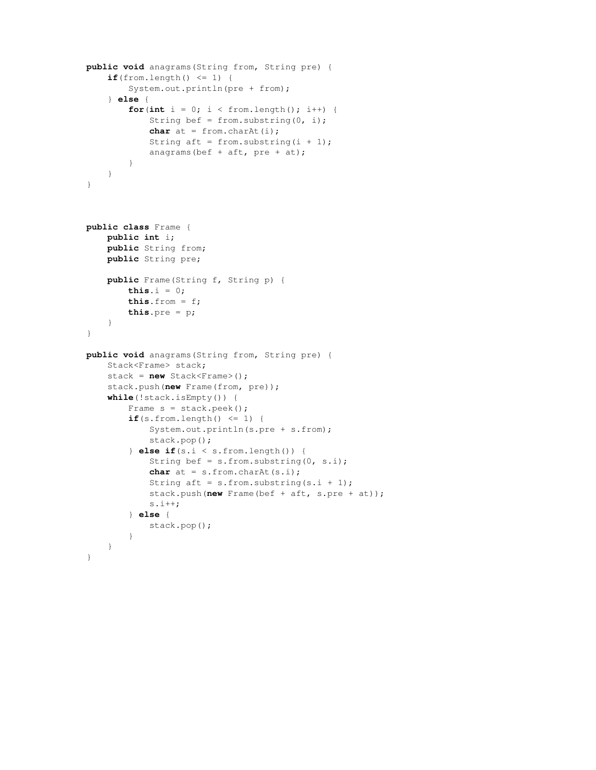```java
public void anagrams(String from, String pre) {
    if(from.length() <= 1) {
        System.out.println(pre + from);
    } else {
        for(int i = 0; i < from.length(); i++) {
            String bef = from.substring(0, i);
            char at = from.charAt(i);
            String aft = from.substring(i + 1);
            anagrams(bef + aft, pre + at);
        }
    }
}
```

```java
public class Frame {
    public int i;
    public String from;
    public String pre;

    public Frame(String f, String p) {
        this.i = 0;
        this.from = f;
        this.pre = p;
    }
}

public void anagrams(String from, String pre) {
    Stack<Frame> stack;
    stack = new Stack<Frame>();
    stack.push(new Frame(from, pre));
    while(!stack.isEmpty()) {
        Frame s = stack.peek();
        if(s.from.length() <= 1) {
            System.out.println(s.pre + s.from);
            stack.pop();
        } else if(s.i < s.from.length()) {
            String bef = s.from.substring(0, s.i);
            char at = s.from.charAt(s.i);
            String aft = s.from.substring(s.i + 1);
            stack.push(new Frame(bef + aft, s.pre + at));
            s.i++;
        } else {
            stack.pop();
        }
    }
}
```